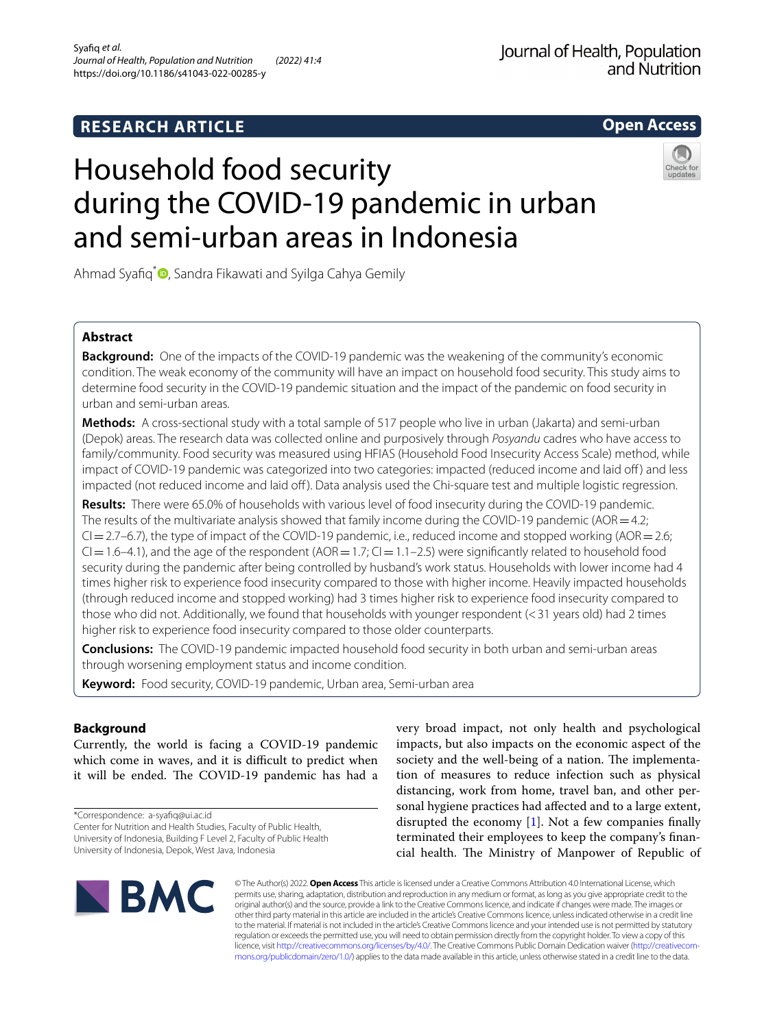RESEARCH ARTICLE

Open Access

# Household food security during the COVID-19 pandemic in urban and semi-urban areas in Indonesia

Ahmad Syafiq*, Sandra Fikawati and Syilga Cahya Gemily

## Abstract

**Background:** One of the impacts of the COVID-19 pandemic was the weakening of the community's economic condition. The weak economy of the community will have an impact on household food security. This study aims to determine food security in the COVID-19 pandemic situation and the impact of the pandemic on food security in urban and semi-urban areas.

**Methods:** A cross-sectional study with a total sample of 517 people who live in urban (Jakarta) and semi-urban (Depok) areas. The research data was collected online and purposively through *Posyandu* cadres who have access to family/community. Food security was measured using HFIAS (Household Food Insecurity Access Scale) method, while impact of COVID-19 pandemic was categorized into two categories: impacted (reduced income and laid off) and less impacted (not reduced income and laid off). Data analysis used the Chi-square test and multiple logistic regression.

**Results:** There were 65.0% of households with various level of food insecurity during the COVID-19 pandemic. The results of the multivariate analysis showed that family income during the COVID-19 pandemic (AOR = 4.2; CI = 2.7–6.7), the type of impact of the COVID-19 pandemic, i.e., reduced income and stopped working (AOR = 2.6; CI = 1.6–4.1), and the age of the respondent (AOR = 1.7; CI = 1.1–2.5) were significantly related to household food security during the pandemic after being controlled by husband's work status. Households with lower income had 4 times higher risk to experience food insecurity compared to those with higher income. Heavily impacted households (through reduced income and stopped working) had 3 times higher risk to experience food insecurity compared to those who did not. Additionally, we found that households with younger respondent (< 31 years old) had 2 times higher risk to experience food insecurity compared to those older counterparts.

**Conclusions:** The COVID-19 pandemic impacted household food security in both urban and semi-urban areas through worsening employment status and income condition.

**Keyword:** Food security, COVID-19 pandemic, Urban area, Semi-urban area

## Background

Currently, the world is facing a COVID-19 pandemic which come in waves, and it is difficult to predict when it will be ended. The COVID-19 pandemic has had a very broad impact, not only health and psychological impacts, but also impacts on the economic aspect of the society and the well-being of a nation. The implementation of measures to reduce infection such as physical distancing, work from home, travel ban, and other personal hygiene practices had affected and to a large extent, disrupted the economy [1]. Not a few companies finally terminated their employees to keep the company's financial health. The Ministry of Manpower of Republic of

*Correspondence: a-syafiq@ui.ac.id
Center for Nutrition and Health Studies, Faculty of Public Health, University of Indonesia, Building F Level 2, Faculty of Public Health University of Indonesia, Depok, West Java, Indonesia

© The Author(s) 2022. **Open Access** This article is licensed under a Creative Commons Attribution 4.0 International License, which permits use, sharing, adaptation, distribution and reproduction in any medium or format, as long as you give appropriate credit to the original author(s) and the source, provide a link to the Creative Commons licence, and indicate if changes were made. The images or other third party material in this article are included in the article's Creative Commons licence, unless indicated otherwise in a credit line to the material. If material is not included in the article's Creative Commons licence and your intended use is not permitted by statutory regulation or exceeds the permitted use, you will need to obtain permission directly from the copyright holder. To view a copy of this licence, visit http://creativecommons.org/licenses/by/4.0/. The Creative Commons Public Domain Dedication waiver (http://creativecommons.org/publicdomain/zero/1.0/) applies to the data made available in this article, unless otherwise stated in a credit line to the data.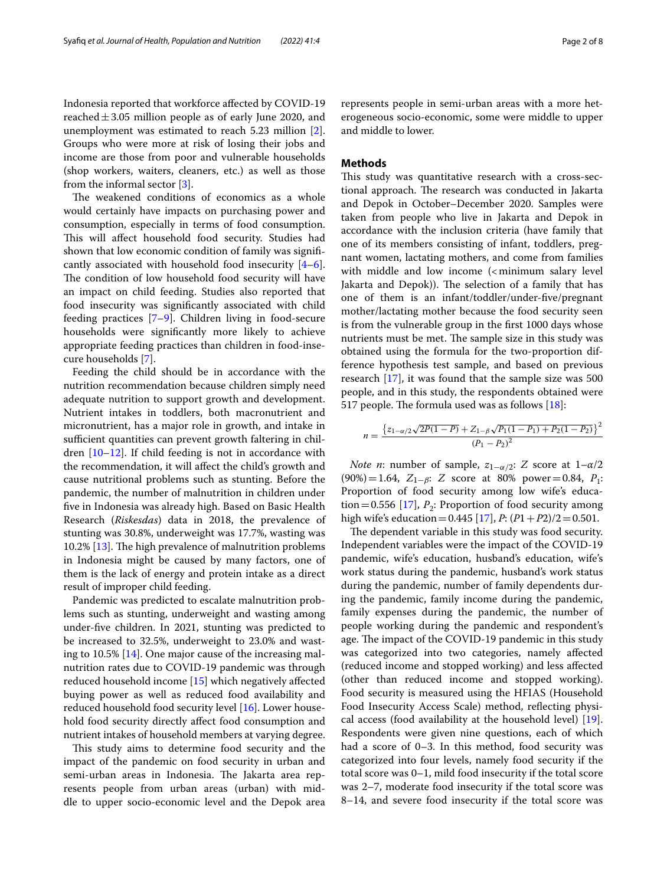Indonesia reported that workforce affected by COVID-19 reached ± 3.05 million people as of early June 2020, and unemployment was estimated to reach 5.23 million [2]. Groups who were more at risk of losing their jobs and income are those from poor and vulnerable households (shop workers, waiters, cleaners, etc.) as well as those from the informal sector [3].

The weakened conditions of economics as a whole would certainly have impacts on purchasing power and consumption, especially in terms of food consumption. This will affect household food security. Studies had shown that low economic condition of family was significantly associated with household food insecurity [4–6]. The condition of low household food security will have an impact on child feeding. Studies also reported that food insecurity was significantly associated with child feeding practices [7–9]. Children living in food-secure households were significantly more likely to achieve appropriate feeding practices than children in food-insecure households [7].

Feeding the child should be in accordance with the nutrition recommendation because children simply need adequate nutrition to support growth and development. Nutrient intakes in toddlers, both macronutrient and micronutrient, has a major role in growth, and intake in sufficient quantities can prevent growth faltering in children [10–12]. If child feeding is not in accordance with the recommendation, it will affect the child's growth and cause nutritional problems such as stunting. Before the pandemic, the number of malnutrition in children under five in Indonesia was already high. Based on Basic Health Research (*Riskesdas*) data in 2018, the prevalence of stunting was 30.8%, underweight was 17.7%, wasting was 10.2% [13]. The high prevalence of malnutrition problems in Indonesia might be caused by many factors, one of them is the lack of energy and protein intake as a direct result of improper child feeding.

Pandemic was predicted to escalate malnutrition problems such as stunting, underweight and wasting among under-five children. In 2021, stunting was predicted to be increased to 32.5%, underweight to 23.0% and wasting to 10.5% [14]. One major cause of the increasing malnutrition rates due to COVID-19 pandemic was through reduced household income [15] which negatively affected buying power as well as reduced food availability and reduced household food security level [16]. Lower household food security directly affect food consumption and nutrient intakes of household members at varying degree.

This study aims to determine food security and the impact of the pandemic on food security in urban and semi-urban areas in Indonesia. The Jakarta area represents people from urban areas (urban) with middle to upper socio-economic level and the Depok area represents people in semi-urban areas with a more heterogeneous socio-economic, some were middle to upper and middle to lower.

## Methods

This study was quantitative research with a cross-sectional approach. The research was conducted in Jakarta and Depok in October–December 2020. Samples were taken from people who live in Jakarta and Depok in accordance with the inclusion criteria (have family that one of its members consisting of infant, toddlers, pregnant women, lactating mothers, and come from families with middle and low income (< minimum salary level Jakarta and Depok)). The selection of a family that has one of them is an infant/toddler/under-five/pregnant mother/lactating mother because the food security seen is from the vulnerable group in the first 1000 days whose nutrients must be met. The sample size in this study was obtained using the formula for the two-proportion difference hypothesis test sample, and based on previous research [17], it was found that the sample size was 500 people, and in this study, the respondents obtained were 517 people. The formula used was as follows [18]:

$$n = \frac{\left\{z_{1-\alpha/2}\sqrt{2P(1-P)} + Z_{1-\beta}\sqrt{P_1(1-P_1) + P_2(1-P_2)}\right\}^2}{(P_1 - P_2)^2}$$

*Note n*: number of sample, $z_{1-\alpha/2}$: *Z* score at $1-\alpha/2$ (90%) = 1.64, $Z_{1-\beta}$: *Z* score at 80% power = 0.84, $P_1$: Proportion of food security among low wife's education = 0.556 [17], $P_2$: Proportion of food security among high wife's education = 0.445 [17], *P*: $(P1 + P2)/2 = 0.501$.

The dependent variable in this study was food security. Independent variables were the impact of the COVID-19 pandemic, wife's education, husband's education, wife's work status during the pandemic, husband's work status during the pandemic, number of family dependents during the pandemic, family income during the pandemic, family expenses during the pandemic, the number of people working during the pandemic and respondent's age. The impact of the COVID-19 pandemic in this study was categorized into two categories, namely affected (reduced income and stopped working) and less affected (other than reduced income and stopped working). Food security is measured using the HFIAS (Household Food Insecurity Access Scale) method, reflecting physical access (food availability at the household level) [19]. Respondents were given nine questions, each of which had a score of 0–3. In this method, food security was categorized into four levels, namely food security if the total score was 0–1, mild food insecurity if the total score was 2–7, moderate food insecurity if the total score was 8–14, and severe food insecurity if the total score was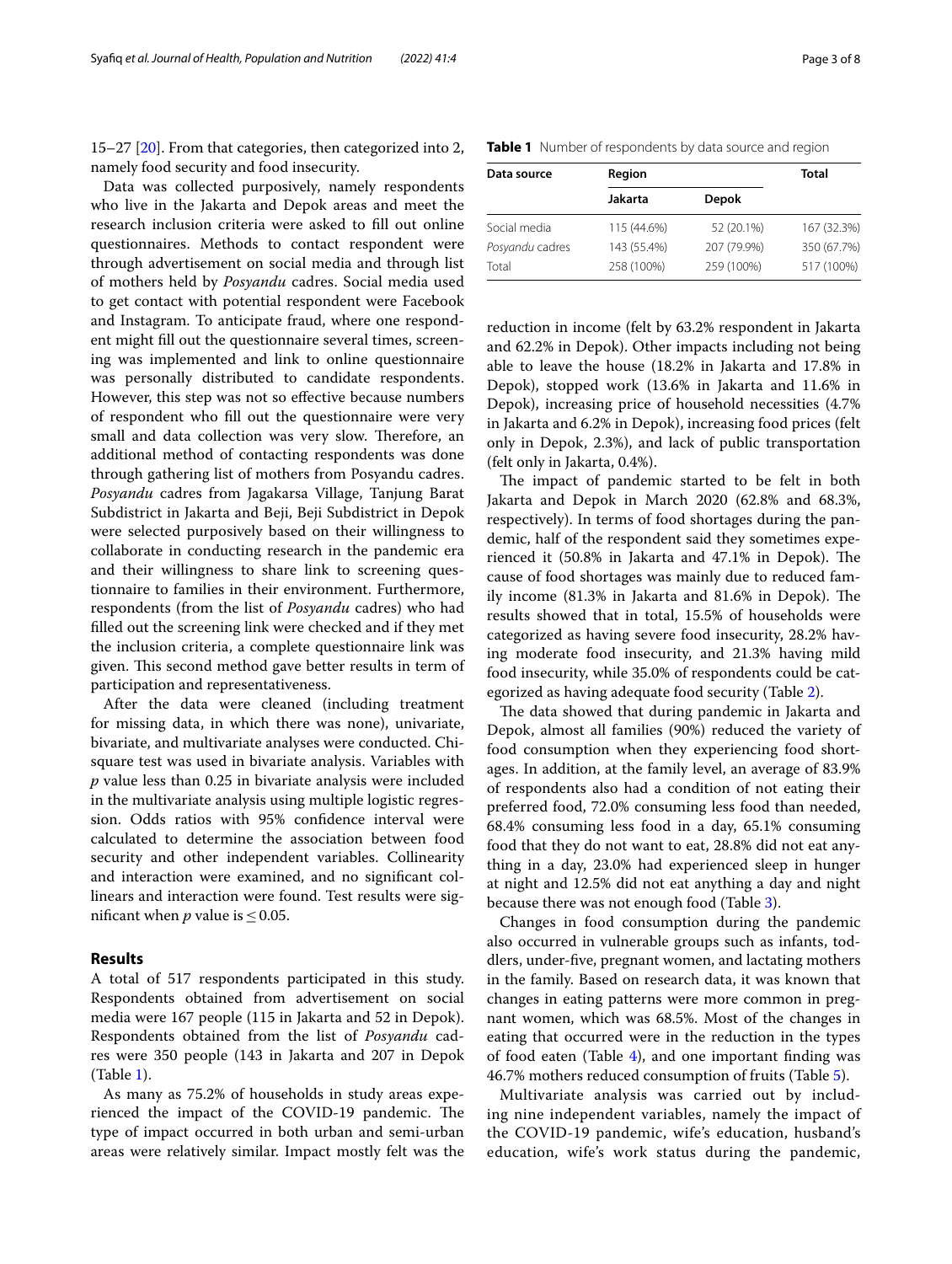15–27 [20]. From that categories, then categorized into 2, namely food security and food insecurity.

Data was collected purposively, namely respondents who live in the Jakarta and Depok areas and meet the research inclusion criteria were asked to fill out online questionnaires. Methods to contact respondent were through advertisement on social media and through list of mothers held by *Posyandu* cadres. Social media used to get contact with potential respondent were Facebook and Instagram. To anticipate fraud, where one respondent might fill out the questionnaire several times, screening was implemented and link to online questionnaire was personally distributed to candidate respondents. However, this step was not so effective because numbers of respondent who fill out the questionnaire were very small and data collection was very slow. Therefore, an additional method of contacting respondents was done through gathering list of mothers from Posyandu cadres. *Posyandu* cadres from Jagakarsa Village, Tanjung Barat Subdistrict in Jakarta and Beji, Beji Subdistrict in Depok were selected purposively based on their willingness to collaborate in conducting research in the pandemic era and their willingness to share link to screening questionnaire to families in their environment. Furthermore, respondents (from the list of *Posyandu* cadres) who had filled out the screening link were checked and if they met the inclusion criteria, a complete questionnaire link was given. This second method gave better results in term of participation and representativeness.

After the data were cleaned (including treatment for missing data, in which there was none), univariate, bivariate, and multivariate analyses were conducted. Chi-square test was used in bivariate analysis. Variables with *p* value less than 0.25 in bivariate analysis were included in the multivariate analysis using multiple logistic regression. Odds ratios with 95% confidence interval were calculated to determine the association between food security and other independent variables. Collinearity and interaction were examined, and no significant collinears and interaction were found. Test results were significant when *p* value is $\leq 0.05$.

## Results

A total of 517 respondents participated in this study. Respondents obtained from advertisement on social media were 167 people (115 in Jakarta and 52 in Depok). Respondents obtained from the list of *Posyandu* cadres were 350 people (143 in Jakarta and 207 in Depok (Table 1).

As many as 75.2% of households in study areas experienced the impact of the COVID-19 pandemic. The type of impact occurred in both urban and semi-urban areas were relatively similar. Impact mostly felt was the reduction in income (felt by 63.2% respondent in Jakarta and 62.2% in Depok). Other impacts including not being able to leave the house (18.2% in Jakarta and 17.8% in Depok), stopped work (13.6% in Jakarta and 11.6% in Depok), increasing price of household necessities (4.7% in Jakarta and 6.2% in Depok), increasing food prices (felt only in Depok, 2.3%), and lack of public transportation (felt only in Jakarta, 0.4%).

**Table 1** Number of respondents by data source and region

| Data source | Region | | Total |
|---|---|---|---|
| | Jakarta | Depok | |
| Social media | 115 (44.6%) | 52 (20.1%) | 167 (32.3%) |
| *Posyandu* cadres | 143 (55.4%) | 207 (79.9%) | 350 (67.7%) |
| Total | 258 (100%) | 259 (100%) | 517 (100%) |

The impact of pandemic started to be felt in both Jakarta and Depok in March 2020 (62.8% and 68.3%, respectively). In terms of food shortages during the pandemic, half of the respondent said they sometimes experienced it (50.8% in Jakarta and 47.1% in Depok). The cause of food shortages was mainly due to reduced family income (81.3% in Jakarta and 81.6% in Depok). The results showed that in total, 15.5% of households were categorized as having severe food insecurity, 28.2% having moderate food insecurity, and 21.3% having mild food insecurity, while 35.0% of respondents could be categorized as having adequate food security (Table 2).

The data showed that during pandemic in Jakarta and Depok, almost all families (90%) reduced the variety of food consumption when they experiencing food shortages. In addition, at the family level, an average of 83.9% of respondents also had a condition of not eating their preferred food, 72.0% consuming less food than needed, 68.4% consuming less food in a day, 65.1% consuming food that they do not want to eat, 28.8% did not eat anything in a day, 23.0% had experienced sleep in hunger at night and 12.5% did not eat anything a day and night because there was not enough food (Table 3).

Changes in food consumption during the pandemic also occurred in vulnerable groups such as infants, toddlers, under-five, pregnant women, and lactating mothers in the family. Based on research data, it was known that changes in eating patterns were more common in pregnant women, which was 68.5%. Most of the changes in eating that occurred were in the reduction in the types of food eaten (Table 4), and one important finding was 46.7% mothers reduced consumption of fruits (Table 5).

Multivariate analysis was carried out by including nine independent variables, namely the impact of the COVID-19 pandemic, wife's education, husband's education, wife's work status during the pandemic,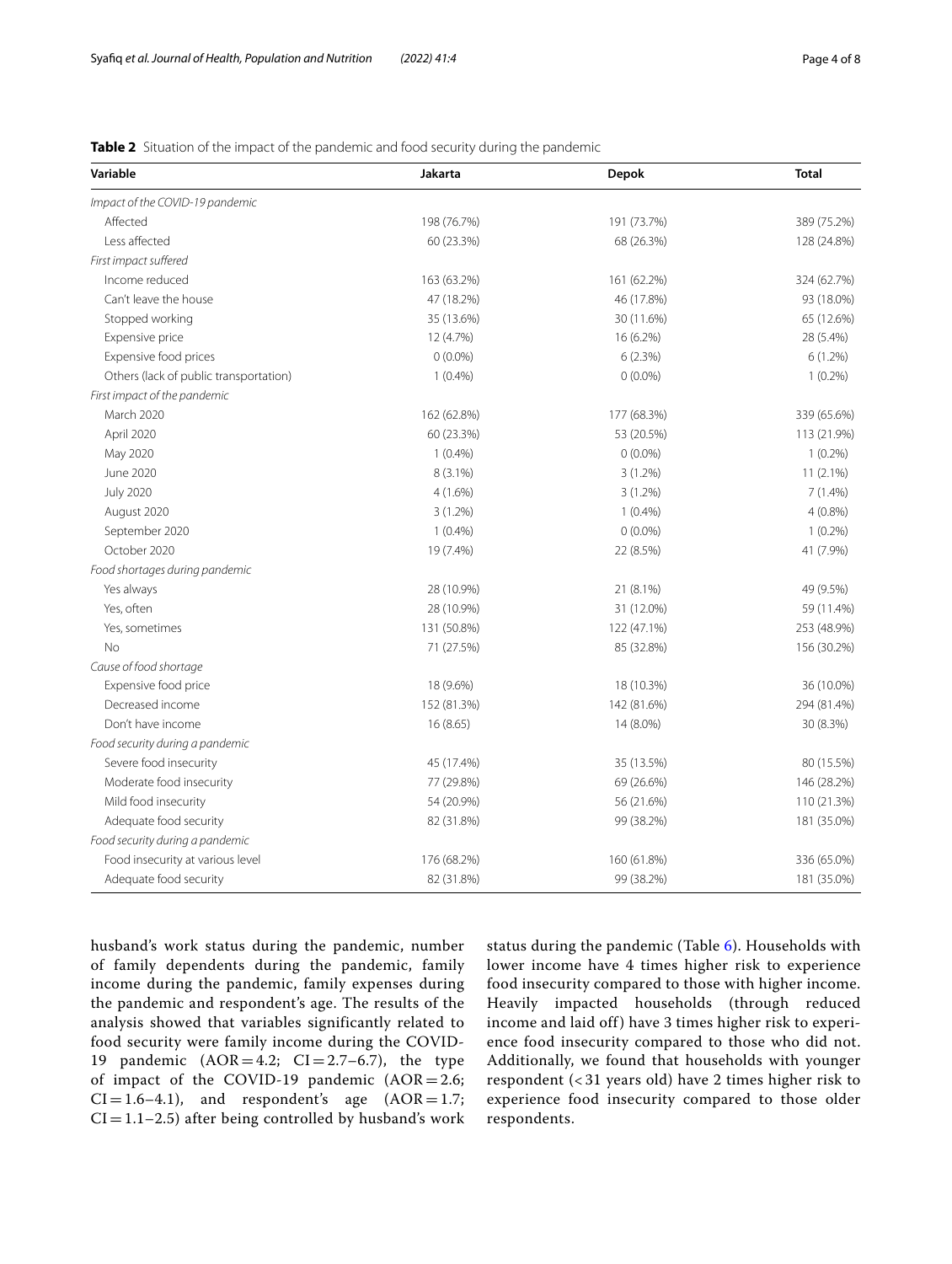**Table 2** Situation of the impact of the pandemic and food security during the pandemic

| Variable | Jakarta | Depok | Total |
|---|---|---|---|
| *Impact of the COVID-19 pandemic* | | | |
| Affected | 198 (76.7%) | 191 (73.7%) | 389 (75.2%) |
| Less affected | 60 (23.3%) | 68 (26.3%) | 128 (24.8%) |
| *First impact suffered* | | | |
| Income reduced | 163 (63.2%) | 161 (62.2%) | 324 (62.7%) |
| Can't leave the house | 47 (18.2%) | 46 (17.8%) | 93 (18.0%) |
| Stopped working | 35 (13.6%) | 30 (11.6%) | 65 (12.6%) |
| Expensive price | 12 (4.7%) | 16 (6.2%) | 28 (5.4%) |
| Expensive food prices | 0 (0.0%) | 6 (2.3%) | 6 (1.2%) |
| Others (lack of public transportation) | 1 (0.4%) | 0 (0.0%) | 1 (0.2%) |
| *First impact of the pandemic* | | | |
| March 2020 | 162 (62.8%) | 177 (68.3%) | 339 (65.6%) |
| April 2020 | 60 (23.3%) | 53 (20.5%) | 113 (21.9%) |
| May 2020 | 1 (0.4%) | 0 (0.0%) | 1 (0.2%) |
| June 2020 | 8 (3.1%) | 3 (1.2%) | 11 (2.1%) |
| July 2020 | 4 (1.6%) | 3 (1.2%) | 7 (1.4%) |
| August 2020 | 3 (1.2%) | 1 (0.4%) | 4 (0.8%) |
| September 2020 | 1 (0.4%) | 0 (0.0%) | 1 (0.2%) |
| October 2020 | 19 (7.4%) | 22 (8.5%) | 41 (7.9%) |
| *Food shortages during pandemic* | | | |
| Yes always | 28 (10.9%) | 21 (8.1%) | 49 (9.5%) |
| Yes, often | 28 (10.9%) | 31 (12.0%) | 59 (11.4%) |
| Yes, sometimes | 131 (50.8%) | 122 (47.1%) | 253 (48.9%) |
| No | 71 (27.5%) | 85 (32.8%) | 156 (30.2%) |
| *Cause of food shortage* | | | |
| Expensive food price | 18 (9.6%) | 18 (10.3%) | 36 (10.0%) |
| Decreased income | 152 (81.3%) | 142 (81.6%) | 294 (81.4%) |
| Don't have income | 16 (8.65) | 14 (8.0%) | 30 (8.3%) |
| *Food security during a pandemic* | | | |
| Severe food insecurity | 45 (17.4%) | 35 (13.5%) | 80 (15.5%) |
| Moderate food insecurity | 77 (29.8%) | 69 (26.6%) | 146 (28.2%) |
| Mild food insecurity | 54 (20.9%) | 56 (21.6%) | 110 (21.3%) |
| Adequate food security | 82 (31.8%) | 99 (38.2%) | 181 (35.0%) |
| *Food security during a pandemic* | | | |
| Food insecurity at various level | 176 (68.2%) | 160 (61.8%) | 336 (65.0%) |
| Adequate food security | 82 (31.8%) | 99 (38.2%) | 181 (35.0%) |

husband's work status during the pandemic, number of family dependents during the pandemic, family income during the pandemic, family expenses during the pandemic and respondent's age. The results of the analysis showed that variables significantly related to food security were family income during the COVID-19 pandemic (AOR = 4.2; CI = 2.7–6.7), the type of impact of the COVID-19 pandemic (AOR = 2.6; CI = 1.6–4.1), and respondent's age (AOR = 1.7; CI = 1.1–2.5) after being controlled by husband's work status during the pandemic (Table 6). Households with lower income have 4 times higher risk to experience food insecurity compared to those with higher income. Heavily impacted households (through reduced income and laid off) have 3 times higher risk to experience food insecurity compared to those who did not. Additionally, we found that households with younger respondent (< 31 years old) have 2 times higher risk to experience food insecurity compared to those older respondents.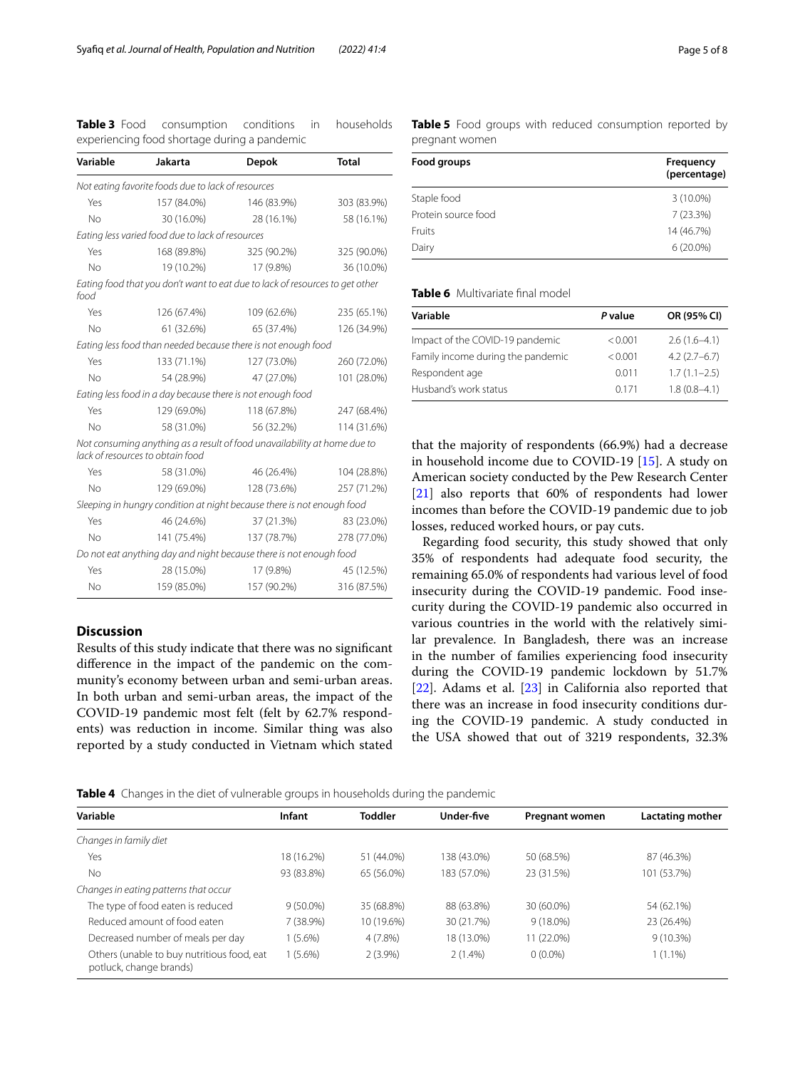**Table 3** Food consumption conditions in households experiencing food shortage during a pandemic

| Variable | Jakarta | Depok | Total |
|---|---|---|---|
| *Not eating favorite foods due to lack of resources* | | | |
| Yes | 157 (84.0%) | 146 (83.9%) | 303 (83.9%) |
| No | 30 (16.0%) | 28 (16.1%) | 58 (16.1%) |
| *Eating less varied food due to lack of resources* | | | |
| Yes | 168 (89.8%) | 325 (90.2%) | 325 (90.0%) |
| No | 19 (10.2%) | 17 (9.8%) | 36 (10.0%) |
| *Eating food that you don't want to eat due to lack of resources to get other food* | | | |
| Yes | 126 (67.4%) | 109 (62.6%) | 235 (65.1%) |
| No | 61 (32.6%) | 65 (37.4%) | 126 (34.9%) |
| *Eating less food than needed because there is not enough food* | | | |
| Yes | 133 (71.1%) | 127 (73.0%) | 260 (72.0%) |
| No | 54 (28.9%) | 47 (27.0%) | 101 (28.0%) |
| *Eating less food in a day because there is not enough food* | | | |
| Yes | 129 (69.0%) | 118 (67.8%) | 247 (68.4%) |
| No | 58 (31.0%) | 56 (32.2%) | 114 (31.6%) |
| *Not consuming anything as a result of food unavailability at home due to lack of resources to obtain food* | | | |
| Yes | 58 (31.0%) | 46 (26.4%) | 104 (28.8%) |
| No | 129 (69.0%) | 128 (73.6%) | 257 (71.2%) |
| *Sleeping in hungry condition at night because there is not enough food* | | | |
| Yes | 46 (24.6%) | 37 (21.3%) | 83 (23.0%) |
| No | 141 (75.4%) | 137 (78.7%) | 278 (77.0%) |
| *Do not eat anything day and night because there is not enough food* | | | |
| Yes | 28 (15.0%) | 17 (9.8%) | 45 (12.5%) |
| No | 159 (85.0%) | 157 (90.2%) | 316 (87.5%) |

**Table 5** Food groups with reduced consumption reported by pregnant women

| Food groups | Frequency (percentage) |
|---|---|
| Staple food | 3 (10.0%) |
| Protein source food | 7 (23.3%) |
| Fruits | 14 (46.7%) |
| Dairy | 6 (20.0%) |

**Table 6** Multivariate final model

| Variable | *P* value | OR (95% CI) |
|---|---|---|
| Impact of the COVID-19 pandemic | < 0.001 | 2.6 (1.6–4.1) |
| Family income during the pandemic | < 0.001 | 4.2 (2.7–6.7) |
| Respondent age | 0.011 | 1.7 (1.1–2.5) |
| Husband's work status | 0.171 | 1.8 (0.8–4.1) |

## Discussion

Results of this study indicate that there was no significant difference in the impact of the pandemic on the community's economy between urban and semi-urban areas. In both urban and semi-urban areas, the impact of the COVID-19 pandemic most felt (felt by 62.7% respondents) was reduction in income. Similar thing was also reported by a study conducted in Vietnam which stated that the majority of respondents (66.9%) had a decrease in household income due to COVID-19 [15]. A study on American society conducted by the Pew Research Center [21] also reports that 60% of respondents had lower incomes than before the COVID-19 pandemic due to job losses, reduced worked hours, or pay cuts.

Regarding food security, this study showed that only 35% of respondents had adequate food security, the remaining 65.0% of respondents had various level of food insecurity during the COVID-19 pandemic. Food insecurity during the COVID-19 pandemic also occurred in various countries in the world with the relatively similar prevalence. In Bangladesh, there was an increase in the number of families experiencing food insecurity during the COVID-19 pandemic lockdown by 51.7% [22]. Adams et al. [23] in California also reported that there was an increase in food insecurity conditions during the COVID-19 pandemic. A study conducted in the USA showed that out of 3219 respondents, 32.3%

**Table 4** Changes in the diet of vulnerable groups in households during the pandemic

| Variable | Infant | Toddler | Under-five | Pregnant women | Lactating mother |
|---|---|---|---|---|---|
| *Changes in family diet* | | | | | |
| Yes | 18 (16.2%) | 51 (44.0%) | 138 (43.0%) | 50 (68.5%) | 87 (46.3%) |
| No | 93 (83.8%) | 65 (56.0%) | 183 (57.0%) | 23 (31.5%) | 101 (53.7%) |
| *Changes in eating patterns that occur* | | | | | |
| The type of food eaten is reduced | 9 (50.0%) | 35 (68.8%) | 88 (63.8%) | 30 (60.0%) | 54 (62.1%) |
| Reduced amount of food eaten | 7 (38.9%) | 10 (19.6%) | 30 (21.7%) | 9 (18.0%) | 23 (26.4%) |
| Decreased number of meals per day | 1 (5.6%) | 4 (7.8%) | 18 (13.0%) | 11 (22.0%) | 9 (10.3%) |
| Others (unable to buy nutritious food, eat potluck, change brands) | 1 (5.6%) | 2 (3.9%) | 2 (1.4%) | 0 (0.0%) | 1 (1.1%) |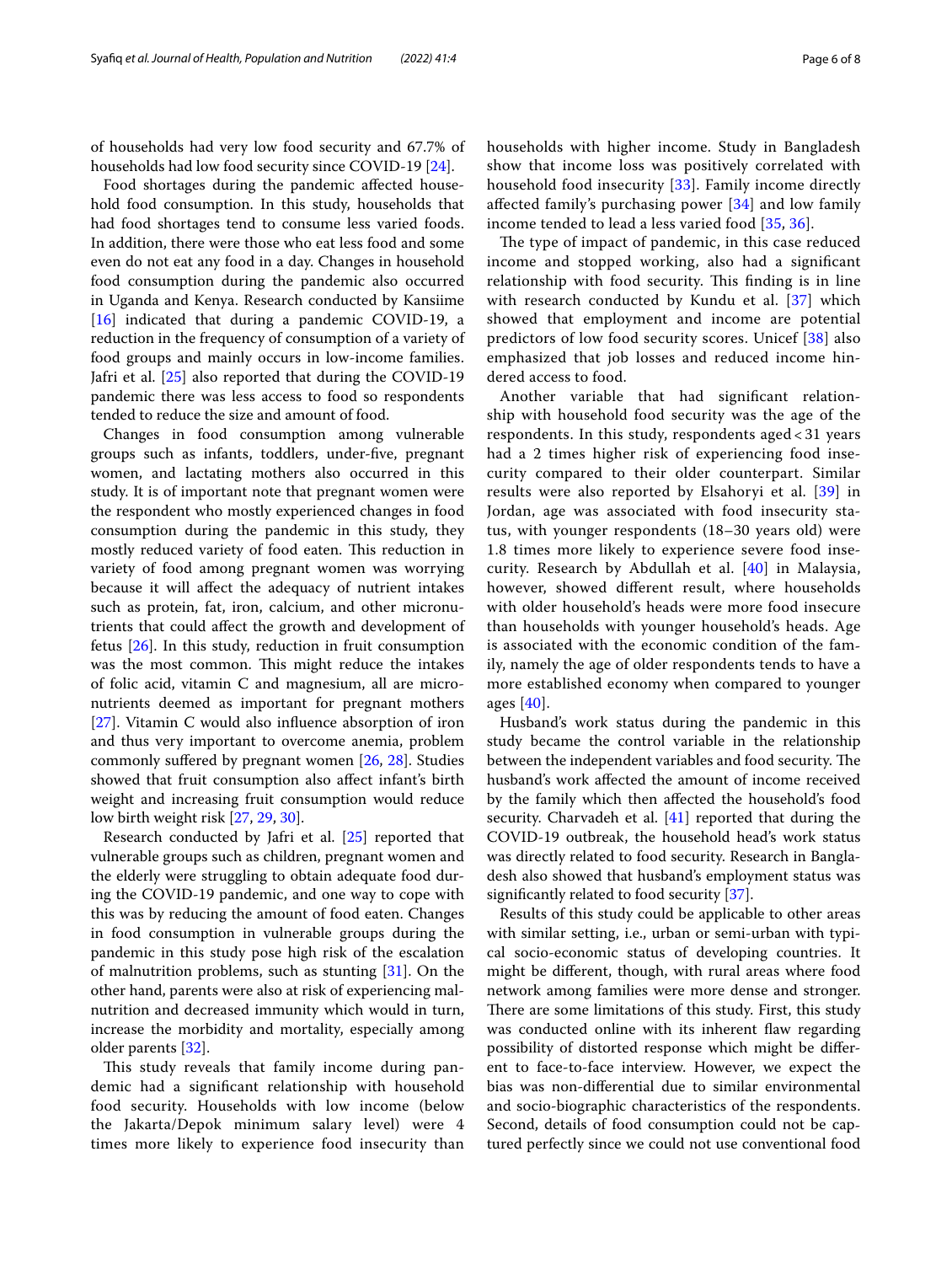of households had very low food security and 67.7% of households had low food security since COVID-19 [24].

Food shortages during the pandemic affected household food consumption. In this study, households that had food shortages tend to consume less varied foods. In addition, there were those who eat less food and some even do not eat any food in a day. Changes in household food consumption during the pandemic also occurred in Uganda and Kenya. Research conducted by Kansiime [16] indicated that during a pandemic COVID-19, a reduction in the frequency of consumption of a variety of food groups and mainly occurs in low-income families. Jafri et al. [25] also reported that during the COVID-19 pandemic there was less access to food so respondents tended to reduce the size and amount of food.

Changes in food consumption among vulnerable groups such as infants, toddlers, under-five, pregnant women, and lactating mothers also occurred in this study. It is of important note that pregnant women were the respondent who mostly experienced changes in food consumption during the pandemic in this study, they mostly reduced variety of food eaten. This reduction in variety of food among pregnant women was worrying because it will affect the adequacy of nutrient intakes such as protein, fat, iron, calcium, and other micronutrients that could affect the growth and development of fetus [26]. In this study, reduction in fruit consumption was the most common. This might reduce the intakes of folic acid, vitamin C and magnesium, all are micronutrients deemed as important for pregnant mothers [27]. Vitamin C would also influence absorption of iron and thus very important to overcome anemia, problem commonly suffered by pregnant women [26, 28]. Studies showed that fruit consumption also affect infant's birth weight and increasing fruit consumption would reduce low birth weight risk [27, 29, 30].

Research conducted by Jafri et al. [25] reported that vulnerable groups such as children, pregnant women and the elderly were struggling to obtain adequate food during the COVID-19 pandemic, and one way to cope with this was by reducing the amount of food eaten. Changes in food consumption in vulnerable groups during the pandemic in this study pose high risk of the escalation of malnutrition problems, such as stunting [31]. On the other hand, parents were also at risk of experiencing malnutrition and decreased immunity which would in turn, increase the morbidity and mortality, especially among older parents [32].

This study reveals that family income during pandemic had a significant relationship with household food security. Households with low income (below the Jakarta/Depok minimum salary level) were 4 times more likely to experience food insecurity than households with higher income. Study in Bangladesh show that income loss was positively correlated with household food insecurity [33]. Family income directly affected family's purchasing power [34] and low family income tended to lead a less varied food [35, 36].

The type of impact of pandemic, in this case reduced income and stopped working, also had a significant relationship with food security. This finding is in line with research conducted by Kundu et al. [37] which showed that employment and income are potential predictors of low food security scores. Unicef [38] also emphasized that job losses and reduced income hindered access to food.

Another variable that had significant relationship with household food security was the age of the respondents. In this study, respondents aged < 31 years had a 2 times higher risk of experiencing food insecurity compared to their older counterpart. Similar results were also reported by Elsahoryi et al. [39] in Jordan, age was associated with food insecurity status, with younger respondents (18–30 years old) were 1.8 times more likely to experience severe food insecurity. Research by Abdullah et al. [40] in Malaysia, however, showed different result, where households with older household's heads were more food insecure than households with younger household's heads. Age is associated with the economic condition of the family, namely the age of older respondents tends to have a more established economy when compared to younger ages [40].

Husband's work status during the pandemic in this study became the control variable in the relationship between the independent variables and food security. The husband's work affected the amount of income received by the family which then affected the household's food security. Charvadeh et al. [41] reported that during the COVID-19 outbreak, the household head's work status was directly related to food security. Research in Bangladesh also showed that husband's employment status was significantly related to food security [37].

Results of this study could be applicable to other areas with similar setting, i.e., urban or semi-urban with typical socio-economic status of developing countries. It might be different, though, with rural areas where food network among families were more dense and stronger. There are some limitations of this study. First, this study was conducted online with its inherent flaw regarding possibility of distorted response which might be different to face-to-face interview. However, we expect the bias was non-differential due to similar environmental and socio-biographic characteristics of the respondents. Second, details of food consumption could not be captured perfectly since we could not use conventional food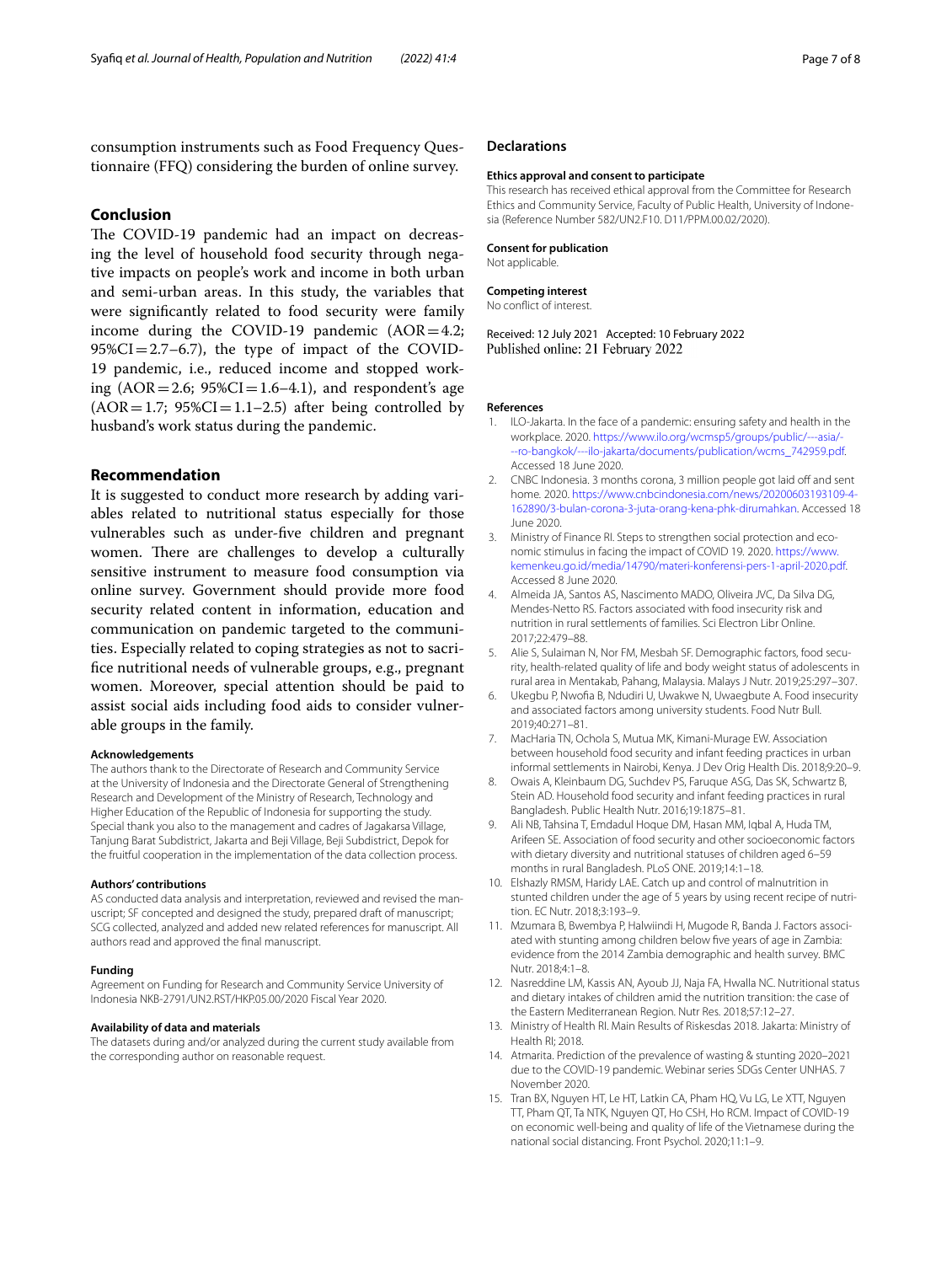consumption instruments such as Food Frequency Questionnaire (FFQ) considering the burden of online survey.

## Conclusion

The COVID-19 pandemic had an impact on decreasing the level of household food security through negative impacts on people's work and income in both urban and semi-urban areas. In this study, the variables that were significantly related to food security were family income during the COVID-19 pandemic (AOR = 4.2; 95%CI = 2.7–6.7), the type of impact of the COVID-19 pandemic, i.e., reduced income and stopped working (AOR = 2.6; 95%CI = 1.6–4.1), and respondent's age (AOR = 1.7; 95%CI = 1.1–2.5) after being controlled by husband's work status during the pandemic.

## Recommendation

It is suggested to conduct more research by adding variables related to nutritional status especially for those vulnerables such as under-five children and pregnant women. There are challenges to develop a culturally sensitive instrument to measure food consumption via online survey. Government should provide more food security related content in information, education and communication on pandemic targeted to the communities. Especially related to coping strategies as not to sacrifice nutritional needs of vulnerable groups, e.g., pregnant women. Moreover, special attention should be paid to assist social aids including food aids to consider vulnerable groups in the family.

#### Acknowledgements

The authors thank to the Directorate of Research and Community Service at the University of Indonesia and the Directorate General of Strengthening Research and Development of the Ministry of Research, Technology and Higher Education of the Republic of Indonesia for supporting the study. Special thank you also to the management and cadres of Jagakarsa Village, Tanjung Barat Subdistrict, Jakarta and Beji Village, Beji Subdistrict, Depok for the fruitful cooperation in the implementation of the data collection process.

#### Authors' contributions

AS conducted data analysis and interpretation, reviewed and revised the manuscript; SF concepted and designed the study, prepared draft of manuscript; SCG collected, analyzed and added new related references for manuscript. All authors read and approved the final manuscript.

#### Funding

Agreement on Funding for Research and Community Service University of Indonesia NKB-2791/UN2.RST/HKP.05.00/2020 Fiscal Year 2020.

#### Availability of data and materials

The datasets during and/or analyzed during the current study available from the corresponding author on reasonable request.

## Declarations

#### Ethics approval and consent to participate

This research has received ethical approval from the Committee for Research Ethics and Community Service, Faculty of Public Health, University of Indonesia (Reference Number 582/UN2.F10. D11/PPM.00.02/2020).

#### Consent for publication

Not applicable.

#### Competing interest

No conflict of interest.

Received: 12 July 2021 Accepted: 10 February 2022
Published online: 21 February 2022

#### References

1. ILO-Jakarta. In the face of a pandemic: ensuring safety and health in the workplace. 2020. https://www.ilo.org/wcmsp5/groups/public/---asia/---ro-bangkok/---ilo-jakarta/documents/publication/wcms_742959.pdf. Accessed 18 June 2020.
2. CNBC Indonesia. 3 months corona, 3 million people got laid off and sent home. 2020. https://www.cnbcindonesia.com/news/20200603193109-4-162890/3-bulan-corona-3-juta-orang-kena-phk-dirumahkan. Accessed 18 June 2020.
3. Ministry of Finance RI. Steps to strengthen social protection and economic stimulus in facing the impact of COVID 19. 2020. https://www.kemenkeu.go.id/media/14790/materi-konferensi-pers-1-april-2020.pdf. Accessed 8 June 2020.
4. Almeida JA, Santos AS, Nascimento MADO, Oliveira JVC, Da Silva DG, Mendes-Netto RS. Factors associated with food insecurity risk and nutrition in rural settlements of families. Sci Electron Libr Online. 2017;22:479–88.
5. Alie S, Sulaiman N, Nor FM, Mesbah SF. Demographic factors, food security, health-related quality of life and body weight status of adolescents in rural area in Mentakab, Pahang, Malaysia. Malays J Nutr. 2019;25:297–307.
6. Ukegbu P, Nwofia B, Ndudiri U, Uwakwe N, Uwaegbute A. Food insecurity and associated factors among university students. Food Nutr Bull. 2019;40:271–81.
7. MacHaria TN, Ochola S, Mutua MK, Kimani-Murage EW. Association between household food security and infant feeding practices in urban informal settlements in Nairobi, Kenya. J Dev Orig Health Dis. 2018;9:20–9.
8. Owais A, Kleinbaum DG, Suchdev PS, Faruque ASG, Das SK, Schwartz B, Stein AD. Household food security and infant feeding practices in rural Bangladesh. Public Health Nutr. 2016;19:1875–81.
9. Ali NB, Tahsina T, Emdadul Hoque DM, Hasan MM, Iqbal A, Huda TM, Arifeen SE. Association of food security and other socioeconomic factors with dietary diversity and nutritional statuses of children aged 6–59 months in rural Bangladesh. PLoS ONE. 2019;14:1–18.
10. Elshazly RMSM, Haridy LAE. Catch up and control of malnutrition in stunted children under the age of 5 years by using recent recipe of nutrition. EC Nutr. 2018;3:193–9.
11. Mzumara B, Bwembya P, Halwiindi H, Mugode R, Banda J. Factors associated with stunting among children below five years of age in Zambia: evidence from the 2014 Zambia demographic and health survey. BMC Nutr. 2018;4:1–8.
12. Nasreddine LM, Kassis AN, Ayoub JJ, Naja FA, Hwalla NC. Nutritional status and dietary intakes of children amid the nutrition transition: the case of the Eastern Mediterranean Region. Nutr Res. 2018;57:12–27.
13. Ministry of Health RI. Main Results of Riskesdas 2018. Jakarta: Ministry of Health RI; 2018.
14. Atmarita. Prediction of the prevalence of wasting & stunting 2020–2021 due to the COVID-19 pandemic. Webinar series SDGs Center UNHAS. 7 November 2020.
15. Tran BX, Nguyen HT, Le HT, Latkin CA, Pham HQ, Vu LG, Le XTT, Nguyen TT, Pham QT, Ta NTK, Nguyen QT, Ho CSH, Ho RCM. Impact of COVID-19 on economic well-being and quality of life of the Vietnamese during the national social distancing. Front Psychol. 2020;11:1–9.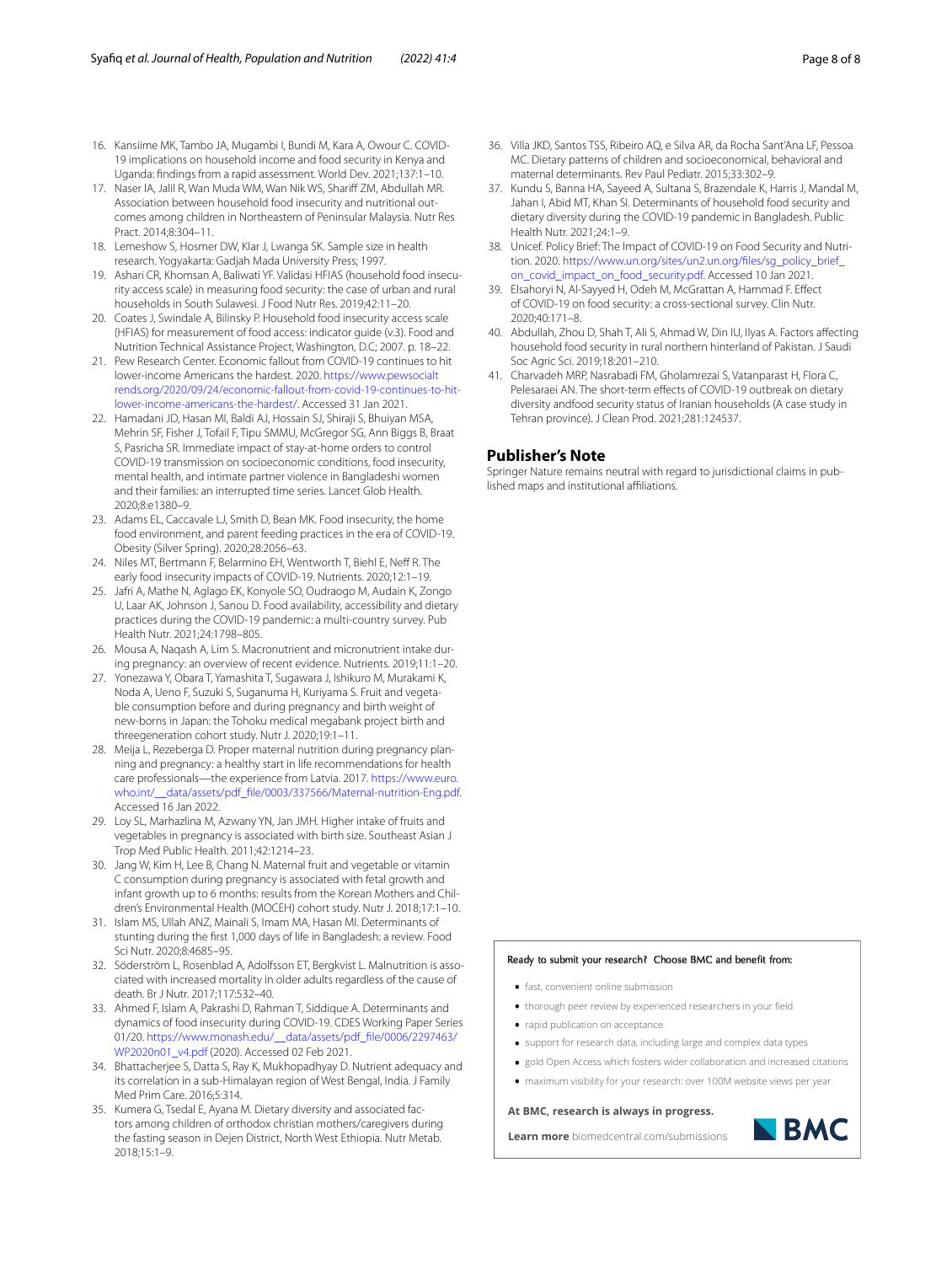16. Kansiime MK, Tambo JA, Mugambi I, Bundi M, Kara A, Owour C. COVID-19 implications on household income and food security in Kenya and Uganda: findings from a rapid assessment. World Dev. 2021;137:1–10.
17. Naser IA, Jalil R, Wan Muda WM, Wan Nik WS, Shariff ZM, Abdullah MR. Association between household food insecurity and nutritional outcomes among children in Northeastern of Peninsular Malaysia. Nutr Res Pract. 2014;8:304–11.
18. Lemeshow S, Hosmer DW, Klar J, Lwanga SK. Sample size in health research. Yogyakarta: Gadjah Mada University Press; 1997.
19. Ashari CR, Khomsan A, Baliwati YF. Validasi HFIAS (household food insecurity access scale) in measuring food security: the case of urban and rural households in South Sulawesi. J Food Nutr Res. 2019;42:11–20.
20. Coates J, Swindale A, Bilinsky P. Household food insecurity access scale (HFIAS) for measurement of food access: indicator guide (v.3). Food and Nutrition Technical Assistance Project, Washington, D.C; 2007. p. 18–22.
21. Pew Research Center. Economic fallout from COVID-19 continues to hit lower-income Americans the hardest. 2020. https://www.pewsocialtrends.org/2020/09/24/economic-fallout-from-covid-19-continues-to-hit-lower-income-americans-the-hardest/. Accessed 31 Jan 2021.
22. Hamadani JD, Hasan MI, Baldi AJ, Hossain SJ, Shiraji S, Bhuiyan MSA, Mehrin SF, Fisher J, Tofail F, Tipu SMMU, McGregor SG, Ann Biggs B, Braat S, Pasricha SR. Immediate impact of stay-at-home orders to control COVID-19 transmission on socioeconomic conditions, food insecurity, mental health, and intimate partner violence in Bangladeshi women and their families: an interrupted time series. Lancet Glob Health. 2020;8:e1380–9.
23. Adams EL, Caccavale LJ, Smith D, Bean MK. Food insecurity, the home food environment, and parent feeding practices in the era of COVID-19. Obesity (Silver Spring). 2020;28:2056–63.
24. Niles MT, Bertmann F, Belarmino EH, Wentworth T, Biehl E, Neff R. The early food insecurity impacts of COVID-19. Nutrients. 2020;12:1–19.
25. Jafri A, Mathe N, Aglago EK, Konyole SO, Oudraogo M, Audain K, Zongo U, Laar AK, Johnson J, Sanou D. Food availability, accessibility and dietary practices during the COVID-19 pandemic: a multi-country survey. Pub Health Nutr. 2021;24:1798–805.
26. Mousa A, Naqash A, Lim S. Macronutrient and micronutrient intake during pregnancy: an overview of recent evidence. Nutrients. 2019;11:1–20.
27. Yonezawa Y, Obara T, Yamashita T, Sugawara J, Ishikuro M, Murakami K, Noda A, Ueno F, Suzuki S, Suganuma H, Kuriyama S. Fruit and vegetable consumption before and during pregnancy and birth weight of new-borns in Japan: the Tohoku medical megabank project birth and threegeneration cohort study. Nutr J. 2020;19:1–11.
28. Meija L, Rezeberga D. Proper maternal nutrition during pregnancy planning and pregnancy: a healthy start in life recommendations for health care professionals—the experience from Latvia. 2017. https://www.euro.who.int/__data/assets/pdf_file/0003/337566/Maternal-nutrition-Eng.pdf. Accessed 16 Jan 2022.
29. Loy SL, Marhazlina M, Azwany YN, Jan JMH. Higher intake of fruits and vegetables in pregnancy is associated with birth size. Southeast Asian J Trop Med Public Health. 2011;42:1214–23.
30. Jang W, Kim H, Lee B, Chang N. Maternal fruit and vegetable or vitamin C consumption during pregnancy is associated with fetal growth and infant growth up to 6 months: results from the Korean Mothers and Children's Environmental Health (MOCEH) cohort study. Nutr J. 2018;17:1–10.
31. Islam MS, Ullah ANZ, Mainali S, Imam MA, Hasan MI. Determinants of stunting during the first 1,000 days of life in Bangladesh: a review. Food Sci Nutr. 2020;8:4685–95.
32. Söderström L, Rosenblad A, Adolfsson ET, Bergkvist L. Malnutrition is associated with increased mortality in older adults regardless of the cause of death. Br J Nutr. 2017;117:532–40.
33. Ahmed F, Islam A, Pakrashi D, Rahman T, Siddique A. Determinants and dynamics of food insecurity during COVID-19. CDES Working Paper Series 01/20. https://www.monash.edu/__data/assets/pdf_file/0006/2297463/WP2020n01_v4.pdf (2020). Accessed 02 Feb 2021.
34. Bhattacherjee S, Datta S, Ray K, Mukhopadhyay D. Nutrient adequacy and its correlation in a sub-Himalayan region of West Bengal, India. J Family Med Prim Care. 2016;5:314.
35. Kumera G, Tsedal E, Ayana M. Dietary diversity and associated factors among children of orthodox christian mothers/caregivers during the fasting season in Dejen District, North West Ethiopia. Nutr Metab. 2018;15:1–9.
36. Villa JKD, Santos TSS, Ribeiro AQ, e Silva AR, da Rocha Sant'Ana LF, Pessoa MC. Dietary patterns of children and socioeconomical, behavioral and maternal determinants. Rev Paul Pediatr. 2015;33:302–9.
37. Kundu S, Banna HA, Sayeed A, Sultana S, Brazendale K, Harris J, Mandal M, Jahan I, Abid MT, Khan SI. Determinants of household food security and dietary diversity during the COVID-19 pandemic in Bangladesh. Public Health Nutr. 2021;24:1–9.
38. Unicef. Policy Brief: The Impact of COVID-19 on Food Security and Nutrition. 2020. https://www.un.org/sites/un2.un.org/files/sg_policy_brief_on_covid_impact_on_food_security.pdf. Accessed 10 Jan 2021.
39. Elsahoryi N, Al-Sayyed H, Odeh M, McGrattan A, Hammad F. Effect of COVID-19 on food security: a cross-sectional survey. Clin Nutr. 2020;40:171–8.
40. Abdullah, Zhou D, Shah T, Ali S, Ahmad W, Din IU, Ilyas A. Factors affecting household food security in rural northern hinterland of Pakistan. J Saudi Soc Agric Sci. 2019;18:201–210.
41. Charvadeh MRP, Nasrabadi FM, Gholamrezai S, Vatanparast H, Flora C, Pelesaraei AN. The short-term effects of COVID-19 outbreak on dietary diversity andfood security status of Iranian households (A case study in Tehran province). J Clean Prod. 2021;281:124537.

## Publisher's Note

Springer Nature remains neutral with regard to jurisdictional claims in published maps and institutional affiliations.

Ready to submit your research? Choose BMC and benefit from:

- fast, convenient online submission
- thorough peer review by experienced researchers in your field
- rapid publication on acceptance
- support for research data, including large and complex data types
- gold Open Access which fosters wider collaboration and increased citations
- maximum visibility for your research: over 100M website views per year

**At BMC, research is always in progress.**

**Learn more** biomedcentral.com/submissions

BMC